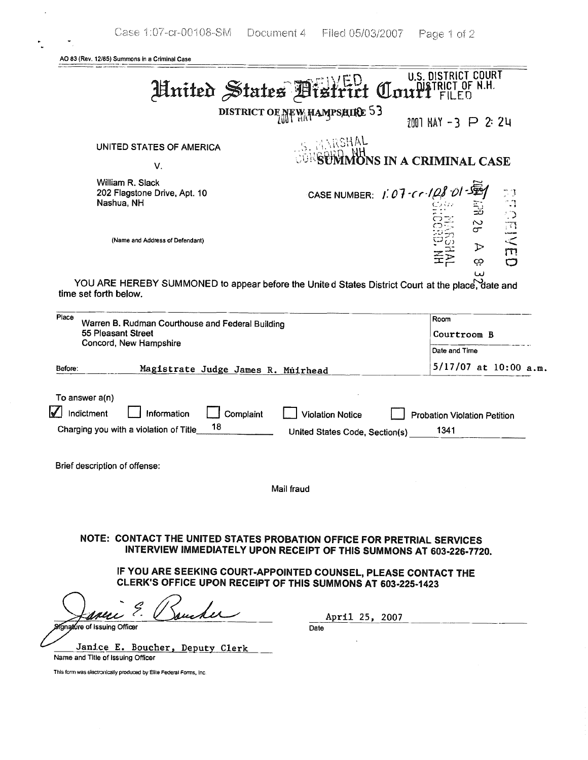AO 83 (Rev. 12/85) Summons in a Criminal Case

# United States District Court

U.S. DISTRICT COURT
DISTRICT OF N.H.
FILED

DISTRICT OF NEW HAMPSHIRE

2007 MAY -3 P 2:24

UNITED STATES OF AMERICA

V.

William R. Slack
202 Flagstone Drive, Apt. 10
Nashua, NH

(Name and Address of Defendant)

## SUMMONS IN A CRIMINAL CASE

CASE NUMBER: 1:07-cr-108-01-SM

YOU ARE HEREBY SUMMONED to appear before the United States District Court at the place, date and time set forth below.

| Place | Room |
|---|---|
| Warren B. Rudman Courthouse and Federal Building<br>55 Pleasant Street<br>Concord, New Hampshire | Courtroom B |
| | Date and Time |
| Before: Magistrate Judge James R. Muirhead | 5/17/07 at 10:00 a.m. |

To answer a(n)

☑ Indictment ☐ Information ☐ Complaint ☐ Violation Notice ☐ Probation Violation Petition

Charging you with a violation of Title 18 United States Code, Section(s) 1341

Brief description of offense:

Mail fraud

**NOTE: CONTACT THE UNITED STATES PROBATION OFFICE FOR PRETRIAL SERVICES INTERVIEW IMMEDIATELY UPON RECEIPT OF THIS SUMMONS AT 603-226-7720.**

**IF YOU ARE SEEKING COURT-APPOINTED COUNSEL, PLEASE CONTACT THE CLERK'S OFFICE UPON RECEIPT OF THIS SUMMONS AT 603-225-1423**

Janice E. Boucher
Signature of Issuing Officer

April 25, 2007
Date

Janice E. Boucher, Deputy Clerk
Name and Title of Issuing Officer

This form was electronically produced by Elite Federal Forms, Inc.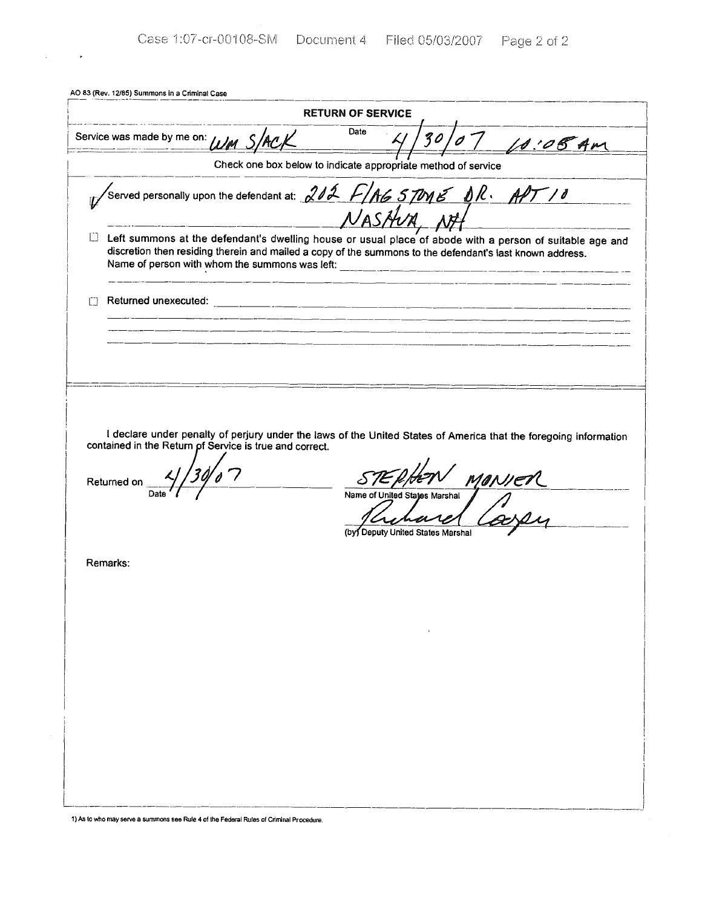AO 83 (Rev. 12/85) Summons in a Criminal Case

## RETURN OF SERVICE

Service was made by me on: WM SLACK Date 4/30/07 10:08 AM

Check one box below to indicate appropriate method of service

☑ Served personally upon the defendant at: 202 FLAGSTONE DR. APT 10 NASHUA, NH

☐ Left summons at the defendant's dwelling house or usual place of abode with a person of suitable age and discretion then residing therein and mailed a copy of the summons to the defendant's last known address.
Name of person with whom the summons was left: \_\_\_\_\_\_\_\_\_\_

☐ Returned unexecuted: \_\_\_\_\_\_\_\_\_\_

I declare under penalty of perjury under the laws of the United States of America that the foregoing information contained in the Return of Service is true and correct.

Returned on 4/30/07
Date

STEPHEN MONIER
Name of United States Marshal

Richard Casey
(by) Deputy United States Marshal

Remarks:

1) As to who may serve a summons see Rule 4 of the Federal Rules of Criminal Procedure.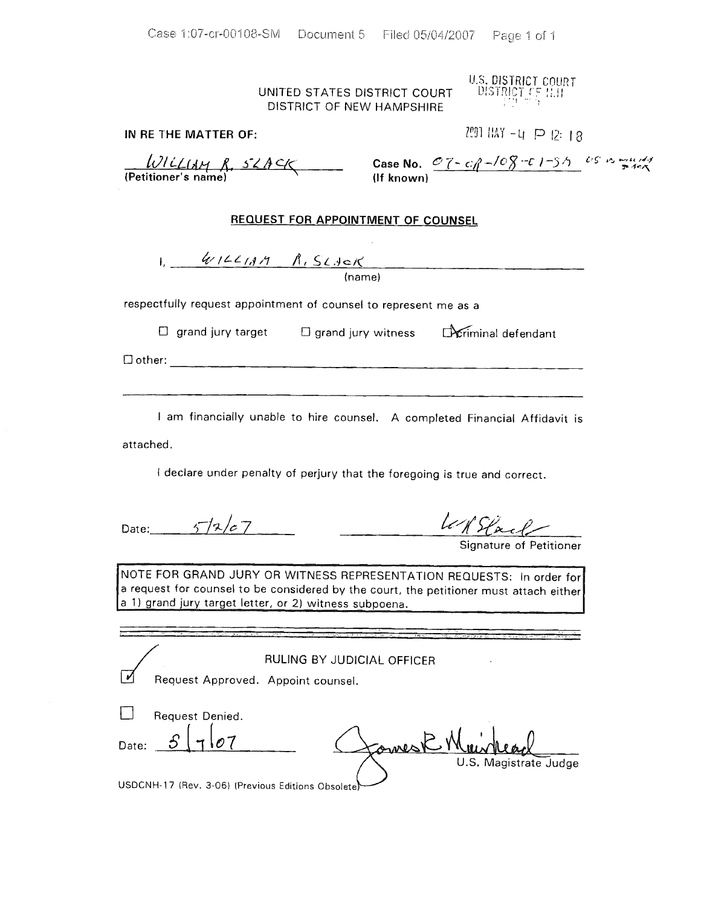UNITED STATES DISTRICT COURT
DISTRICT OF NEW HAMPSHIRE

U.S. DISTRICT COURT
DISTRICT OF N.H.

2007 MAY -4 P 12: 18

**IN RE THE MATTER OF:**

William R. Slack
**(Petitioner's name)**

**Case No.** 07-cr-108-01-SM US vs William Slack
**(If known)**

## REQUEST FOR APPOINTMENT OF COUNSEL

I, William R. Slack
(name)

respectfully request appointment of counsel to represent me as a

☐ grand jury target ☐ grand jury witness ☒ criminal defendant

☐ other: ______________________________

I am financially unable to hire counsel. A completed Financial Affidavit is attached.

I declare under penalty of perjury that the foregoing is true and correct.

Date: 5/2/07

[signature]
Signature of Petitioner

NOTE FOR GRAND JURY OR WITNESS REPRESENTATION REQUESTS: In order for a request for counsel to be considered by the court, the petitioner must attach either a 1) grand jury target letter, or 2) witness subpoena.

RULING BY JUDICIAL OFFICER

☒ Request Approved. Appoint counsel.

☐ Request Denied.

Date: 5/7/07

James R. Muirhead
U.S. Magistrate Judge

USDCNH-17 (Rev. 3-06) (Previous Editions Obsolete)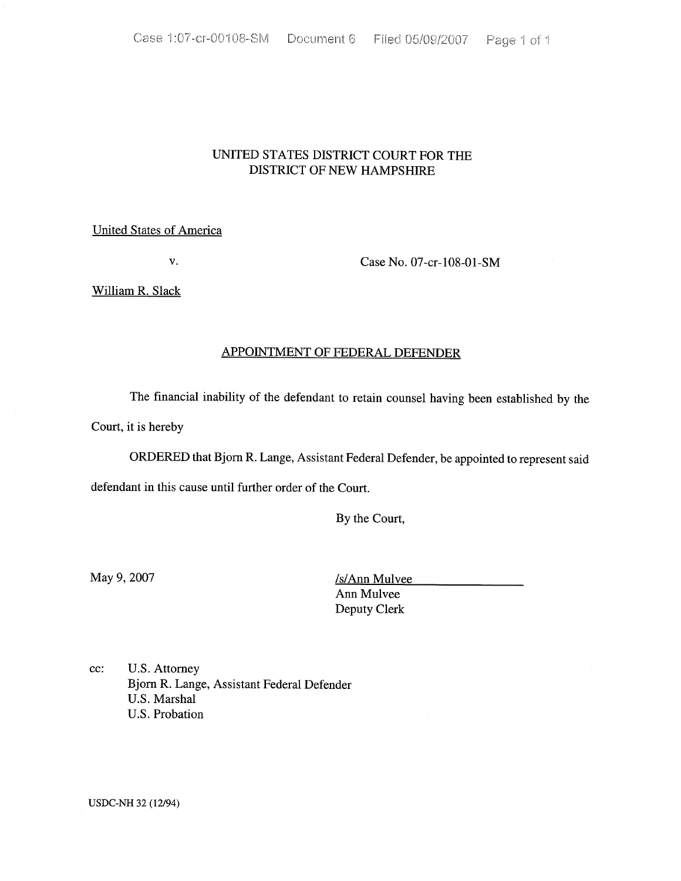UNITED STATES DISTRICT COURT FOR THE
DISTRICT OF NEW HAMPSHIRE

United States of America

v.                                        Case No. 07-cr-108-01-SM

William R. Slack

## APPOINTMENT OF FEDERAL DEFENDER

The financial inability of the defendant to retain counsel having been established by the Court, it is hereby

ORDERED that Bjorn R. Lange, Assistant Federal Defender, be appointed to represent said defendant in this cause until further order of the Court.

By the Court,

May 9, 2007

/s/Ann Mulvee
Ann Mulvee
Deputy Clerk

cc: U.S. Attorney
Bjorn R. Lange, Assistant Federal Defender
U.S. Marshal
U.S. Probation

USDC-NH 32 (12/94)